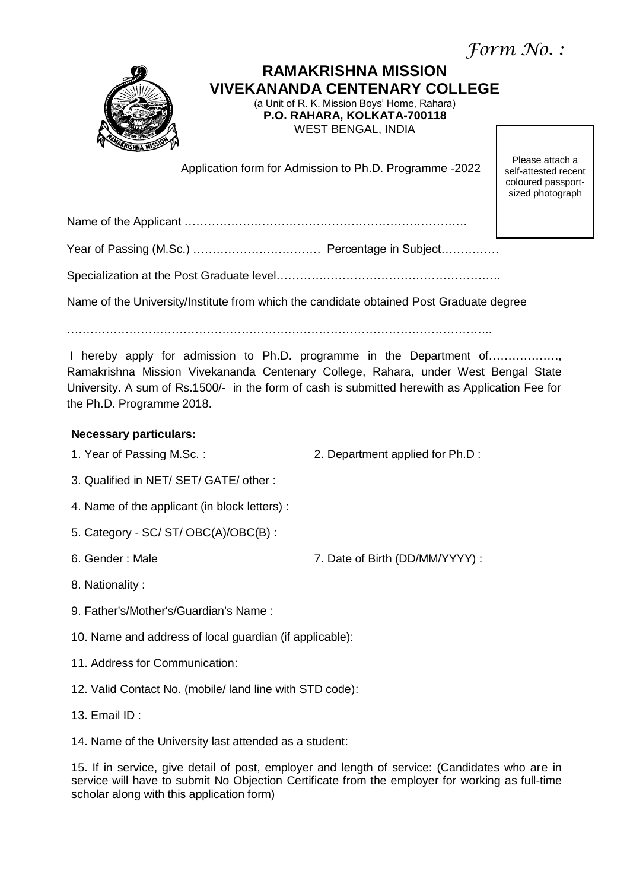*Form No. :*

# RAMAKRISHNA MISSION VIVEKANANDA CENTENARY COLLEGE

(a Unit of R. K. Mission Boys' Home, Rahara)
**P.O. RAHARA, KOLKATA-700118**
WEST BENGAL, INDIA

Application form for Admission to Ph.D. Programme -2022

Please attach a self-attested recent coloured passport-sized photograph

Name of the Applicant ……………………………………………………………….

Year of Passing (M.Sc.) …………………………… Percentage in Subject……………

Specialization at the Post Graduate level………………………………………………….

Name of the University/Institute from which the candidate obtained Post Graduate degree

……………………………………………………………………………………………..

I hereby apply for admission to Ph.D. programme in the Department of………………, Ramakrishna Mission Vivekananda Centenary College, Rahara, under West Bengal State University. A sum of Rs.1500/- in the form of cash is submitted herewith as Application Fee for the Ph.D. Programme 2018.

**Necessary particulars:**

1. Year of Passing M.Sc. :
2. Department applied for Ph.D :
3. Qualified in NET/ SET/ GATE/ other :
4. Name of the applicant (in block letters) :
5. Category - SC/ ST/ OBC(A)/OBC(B) :
6. Gender : Male
7. Date of Birth (DD/MM/YYYY) :
8. Nationality :
9. Father's/Mother's/Guardian's Name :
10. Name and address of local guardian (if applicable):
11. Address for Communication:
12. Valid Contact No. (mobile/ land line with STD code):
13. Email ID :
14. Name of the University last attended as a student:
15. If in service, give detail of post, employer and length of service: (Candidates who are in service will have to submit No Objection Certificate from the employer for working as full-time scholar along with this application form)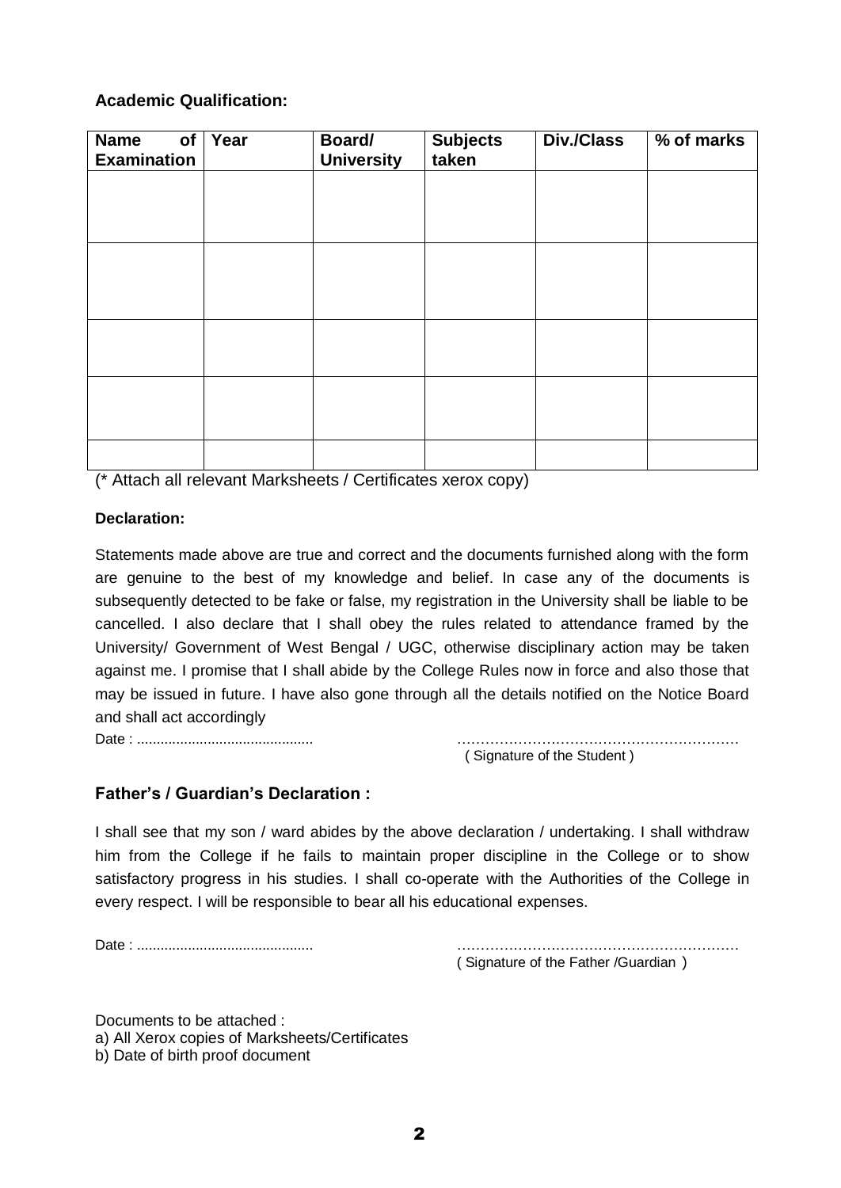### Academic Qualification:

| Name of Examination | Year | Board/ University | Subjects taken | Div./Class | % of marks |
|---|---|---|---|---|---|
| | | | | | |
| | | | | | |
| | | | | | |
| | | | | | |
| | | | | | |

(* Attach all relevant Marksheets / Certificates xerox copy)

**Declaration:**

Statements made above are true and correct and the documents furnished along with the form are genuine to the best of my knowledge and belief. In case any of the documents is subsequently detected to be fake or false, my registration in the University shall be liable to be cancelled. I also declare that I shall obey the rules related to attendance framed by the University/ Government of West Bengal / UGC, otherwise disciplinary action may be taken against me. I promise that I shall abide by the College Rules now in force and also those that may be issued in future. I have also gone through all the details notified on the Notice Board and shall act accordingly

Date : ............................................ ……………………………………………………
( Signature of the Student )

### Father's / Guardian's Declaration :

I shall see that my son / ward abides by the above declaration / undertaking. I shall withdraw him from the College if he fails to maintain proper discipline in the College or to show satisfactory progress in his studies. I shall co-operate with the Authorities of the College in every respect. I will be responsible to bear all his educational expenses.

Date : ............................................ ……………………………………………………
( Signature of the Father /Guardian )

Documents to be attached :
a) All Xerox copies of Marksheets/Certificates
b) Date of birth proof document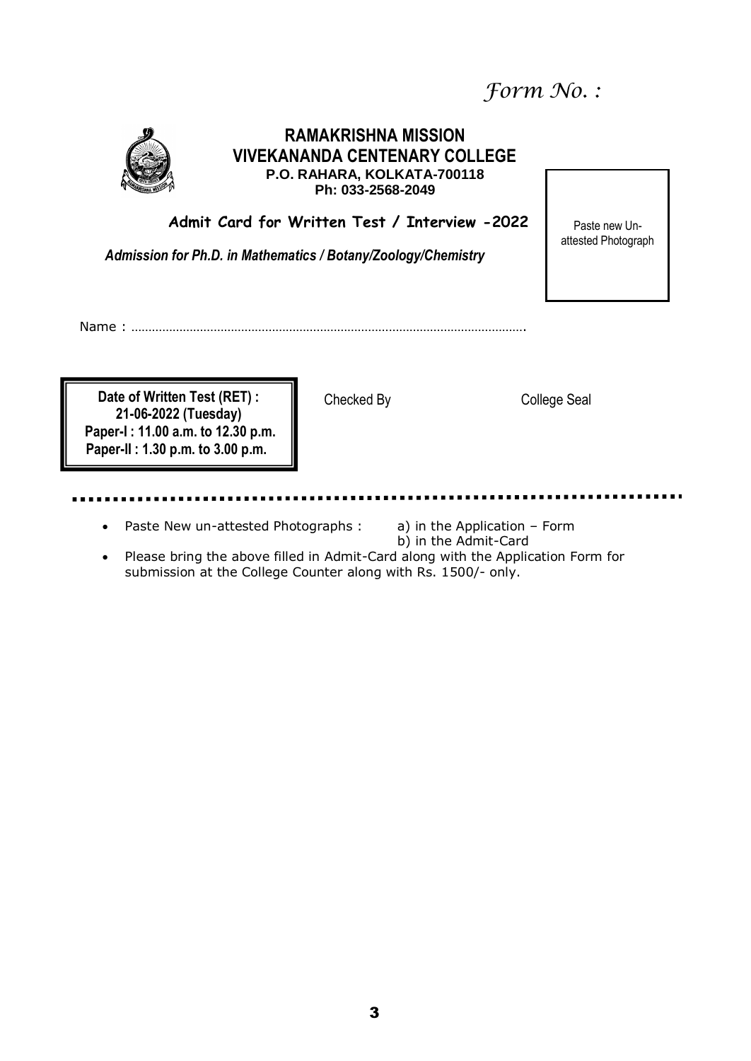*Form No. :*

# RAMAKRISHNA MISSION VIVEKANANDA CENTENARY COLLEGE

**P.O. RAHARA, KOLKATA-700118**

**Ph: 033-2568-2049**

## Admit Card for Written Test / Interview -2022

***Admission for Ph.D. in Mathematics / Botany/Zoology/Chemistry***

Paste new Un-attested Photograph

Name : ………………………………………………………………………………………………….

**Date of Written Test (RET) :**
**21-06-2022 (Tuesday)**
**Paper-I : 11.00 a.m. to 12.30 p.m.**
**Paper-II : 1.30 p.m. to 3.00 p.m.**

Checked By

College Seal

---

- Paste New un-attested Photographs : a) in the Application – Form
  b) in the Admit-Card
- Please bring the above filled in Admit-Card along with the Application Form for submission at the College Counter along with Rs. 1500/- only.